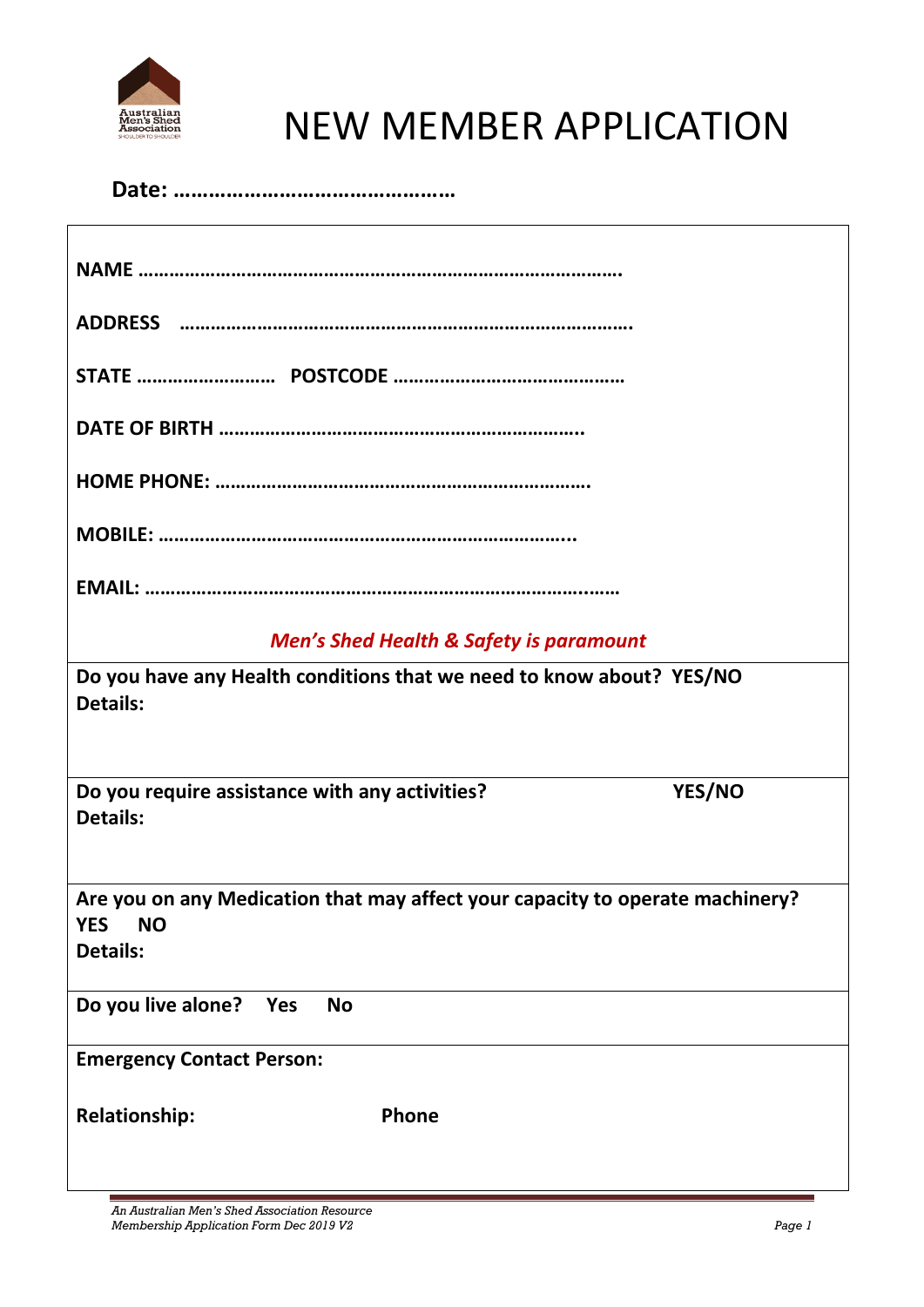Australian Men's Shed Association
SHOULDER TO SHOULDER

# NEW MEMBER APPLICATION

**Date: ………………………………………**

**NAME ……………………………………………………………………………….**

**ADDRESS ………………………………………………………………………….**

**STATE ……………………… POSTCODE ……………………………………**

**DATE OF BIRTH …………………………………………………………….**

**HOME PHONE: ……………………………………………………………….**

**MOBILE: …………………………………………………………………….**

**EMAIL: ……………………………………………………………………………**

***Men's Shed Health & Safety is paramount***

**Do you have any Health conditions that we need to know about? YES/NO**
**Details:**

**Do you require assistance with any activities? YES/NO**
**Details:**

**Are you on any Medication that may affect your capacity to operate machinery?**
**YES NO**
**Details:**

**Do you live alone? Yes No**

**Emergency Contact Person:**

**Relationship: Phone**

*An Australian Men's Shed Association Resource*
*Membership Application Form Dec 2019 V2*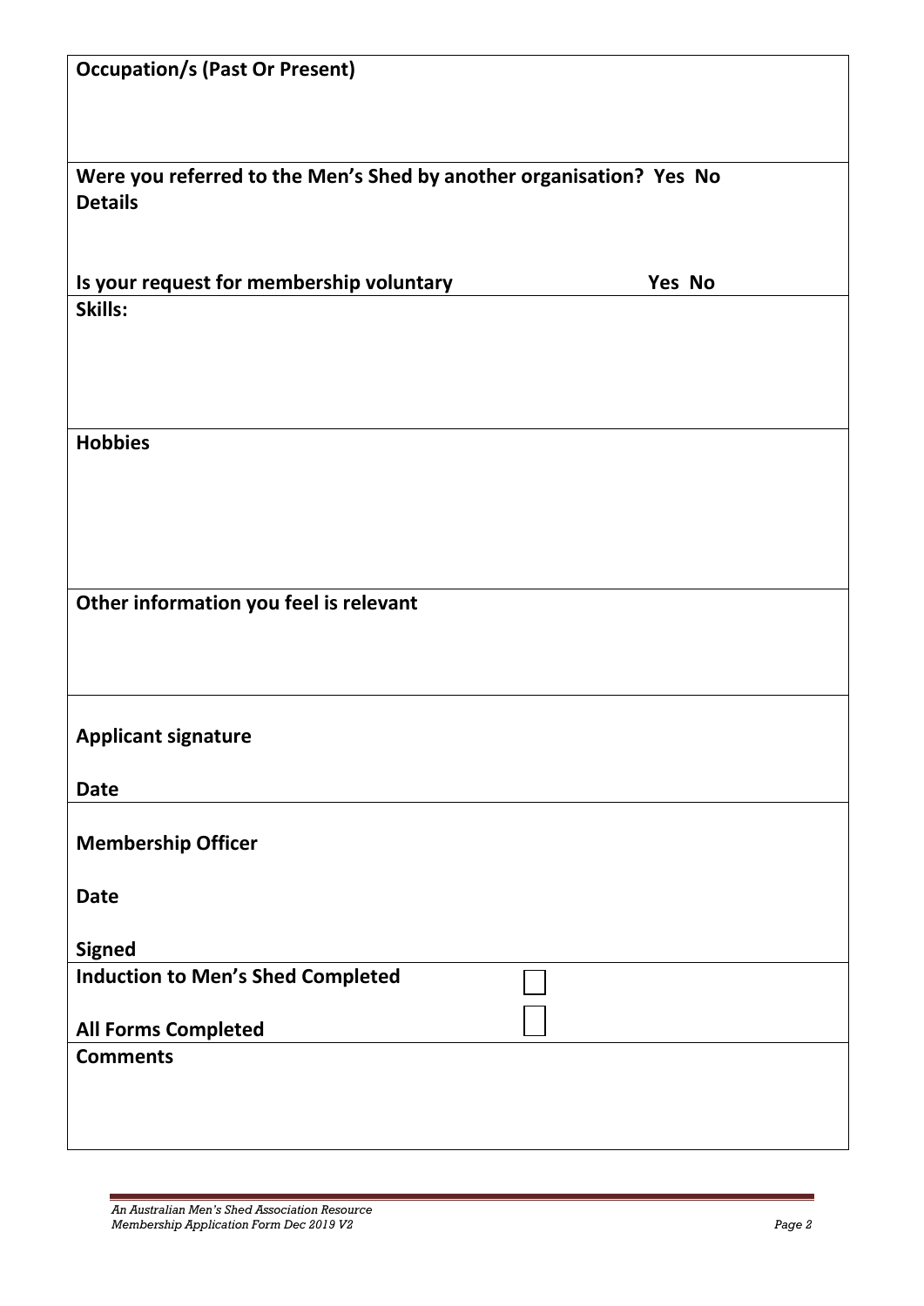**Occupation/s (Past Or Present)**

**Were you referred to the Men's Shed by another organisation? Yes No**
**Details**

**Is your request for membership voluntary Yes No**

**Skills:**

**Hobbies**

**Other information you feel is relevant**

**Applicant signature**

**Date**

**Membership Officer**

**Date**

**Signed**

**Induction to Men's Shed Completed** ☐

**All Forms Completed** ☐

**Comments**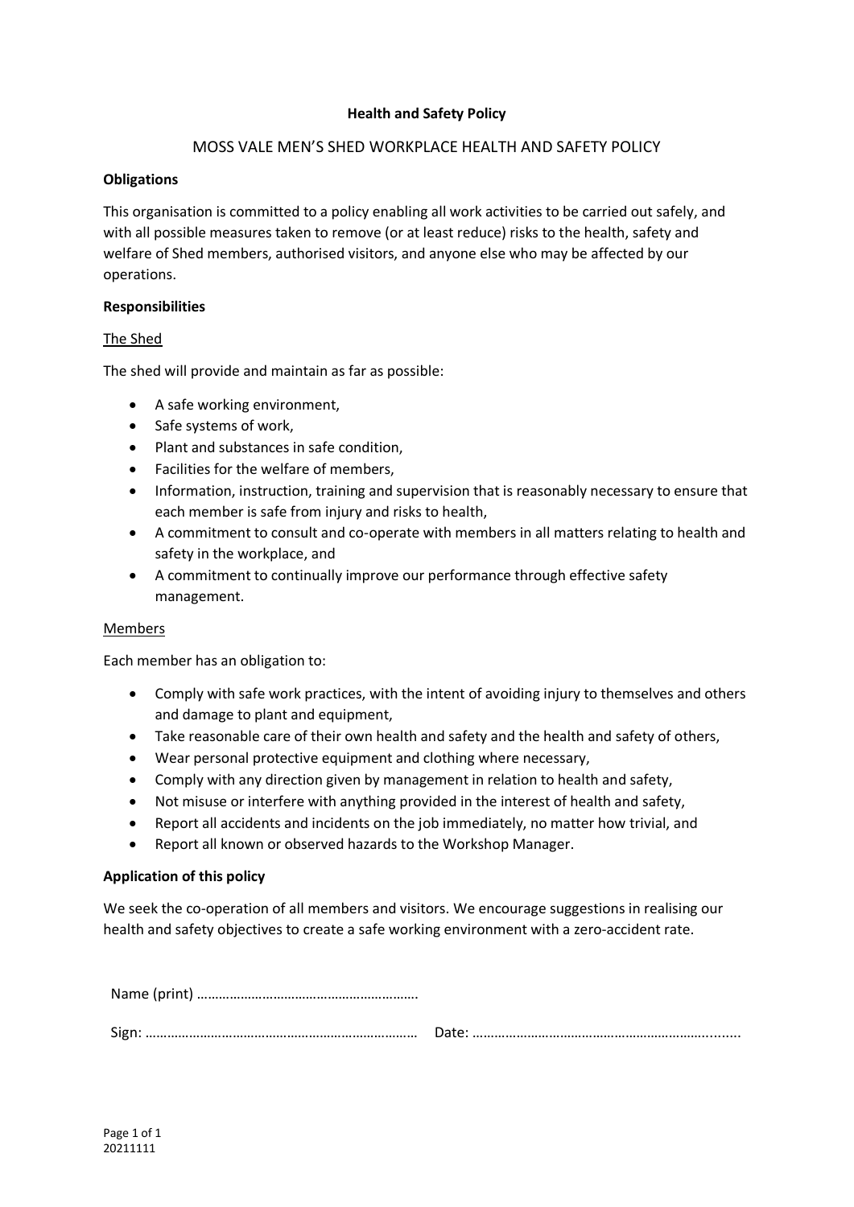**Health and Safety Policy**

MOSS VALE MEN'S SHED WORKPLACE HEALTH AND SAFETY POLICY

**Obligations**

This organisation is committed to a policy enabling all work activities to be carried out safely, and with all possible measures taken to remove (or at least reduce) risks to the health, safety and welfare of Shed members, authorised visitors, and anyone else who may be affected by our operations.

**Responsibilities**

<u>The Shed</u>

The shed will provide and maintain as far as possible:

- A safe working environment,
- Safe systems of work,
- Plant and substances in safe condition,
- Facilities for the welfare of members,
- Information, instruction, training and supervision that is reasonably necessary to ensure that each member is safe from injury and risks to health,
- A commitment to consult and co-operate with members in all matters relating to health and safety in the workplace, and
- A commitment to continually improve our performance through effective safety management.

<u>Members</u>

Each member has an obligation to:

- Comply with safe work practices, with the intent of avoiding injury to themselves and others and damage to plant and equipment,
- Take reasonable care of their own health and safety and the health and safety of others,
- Wear personal protective equipment and clothing where necessary,
- Comply with any direction given by management in relation to health and safety,
- Not misuse or interfere with anything provided in the interest of health and safety,
- Report all accidents and incidents on the job immediately, no matter how trivial, and
- Report all known or observed hazards to the Workshop Manager.

**Application of this policy**

We seek the co-operation of all members and visitors. We encourage suggestions in realising our health and safety objectives to create a safe working environment with a zero-accident rate.

Name (print) ……………………………………………………

Sign: ………………………………………………………………… Date: ……………………………………………………………….......

20211111